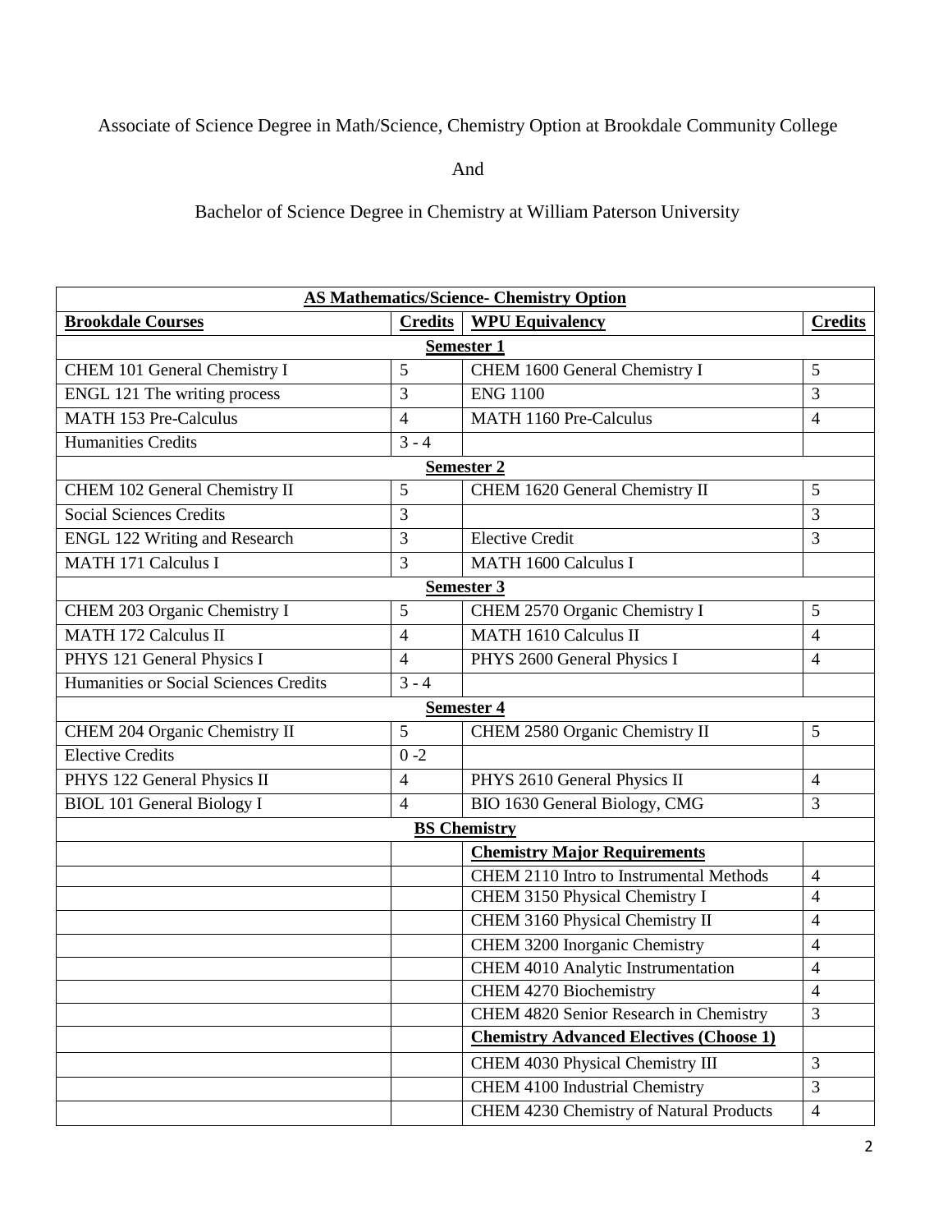Associate of Science Degree in Math/Science, Chemistry Option at Brookdale Community College

And

Bachelor of Science Degree in Chemistry at William Paterson University

| **AS Mathematics/Science- Chemistry Option** | | | |
|---|---|---|---|
| **Brookdale Courses** | **Credits** | **WPU Equivalency** | **Credits** |
| **Semester 1** | | | |
| CHEM 101 General Chemistry I | 5 | CHEM 1600 General Chemistry I | 5 |
| ENGL 121 The writing process | 3 | ENG 1100 | 3 |
| MATH 153 Pre-Calculus | 4 | MATH 1160 Pre-Calculus | 4 |
| Humanities Credits | 3 - 4 | | |
| **Semester 2** | | | |
| CHEM 102 General Chemistry II | 5 | CHEM 1620 General Chemistry II | 5 |
| Social Sciences Credits | 3 | | 3 |
| ENGL 122 Writing and Research | 3 | Elective Credit | 3 |
| MATH 171 Calculus I | 3 | MATH 1600 Calculus I | |
| **Semester 3** | | | |
| CHEM 203 Organic Chemistry I | 5 | CHEM 2570 Organic Chemistry I | 5 |
| MATH 172 Calculus II | 4 | MATH 1610 Calculus II | 4 |
| PHYS 121 General Physics I | 4 | PHYS 2600 General Physics I | 4 |
| Humanities or Social Sciences Credits | 3 - 4 | | |
| **Semester 4** | | | |
| CHEM 204 Organic Chemistry II | 5 | CHEM 2580 Organic Chemistry II | 5 |
| Elective Credits | 0 -2 | | |
| PHYS 122 General Physics II | 4 | PHYS 2610 General Physics II | 4 |
| BIOL 101 General Biology I | 4 | BIO 1630 General Biology, CMG | 3 |
| **BS Chemistry** | | | |
| | | **Chemistry Major Requirements** | |
| | | CHEM 2110 Intro to Instrumental Methods | 4 |
| | | CHEM 3150 Physical Chemistry I | 4 |
| | | CHEM 3160 Physical Chemistry II | 4 |
| | | CHEM 3200 Inorganic Chemistry | 4 |
| | | CHEM 4010 Analytic Instrumentation | 4 |
| | | CHEM 4270 Biochemistry | 4 |
| | | CHEM 4820 Senior Research in Chemistry | 3 |
| | | **Chemistry Advanced Electives (Choose 1)** | |
| | | CHEM 4030 Physical Chemistry III | 3 |
| | | CHEM 4100 Industrial Chemistry | 3 |
| | | CHEM 4230 Chemistry of Natural Products | 4 |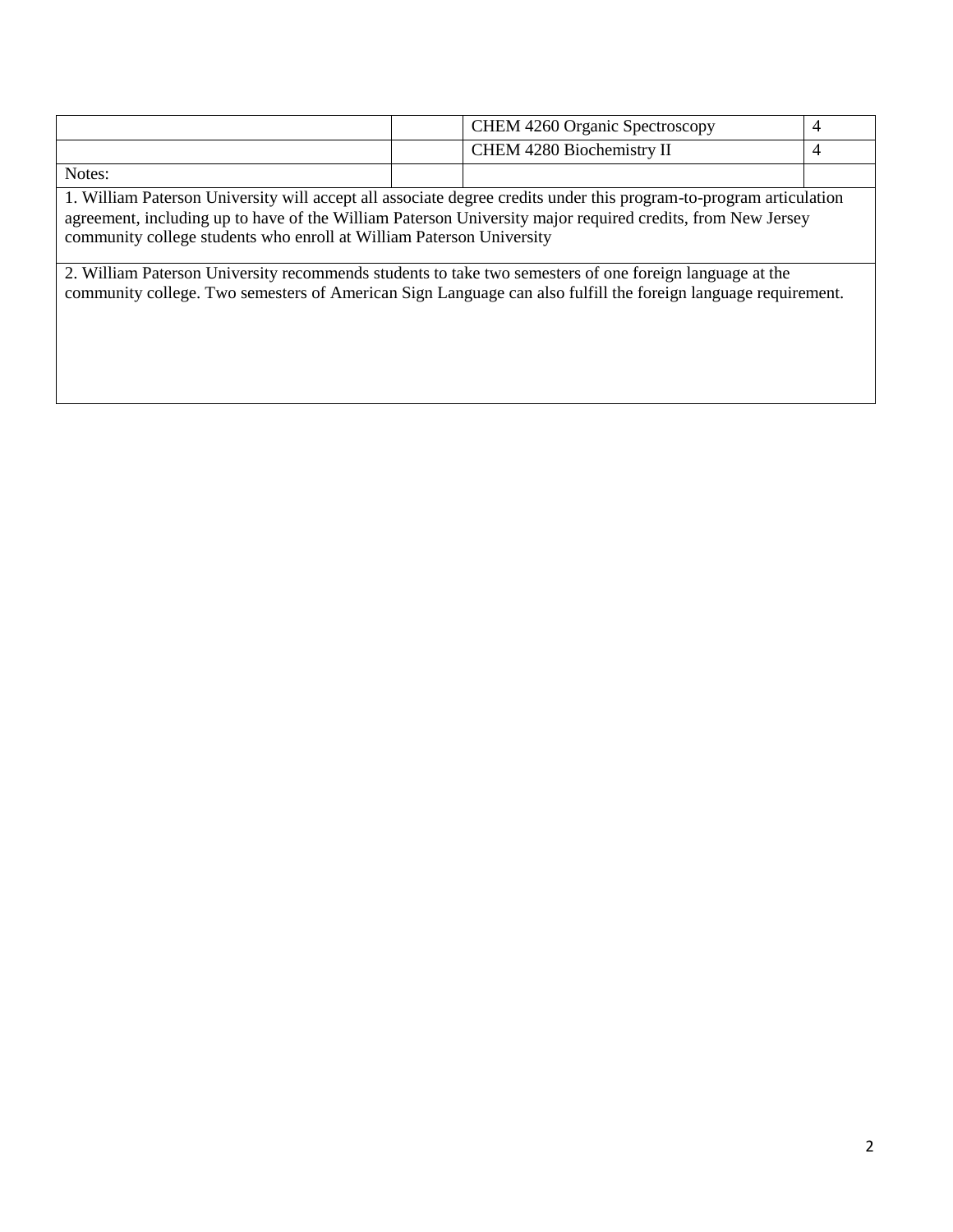| | | | |
|---|---|---|---|
| | | CHEM 4260 Organic Spectroscopy | 4 |
| | | CHEM 4280 Biochemistry II | 4 |
| Notes: | | | |

1. William Paterson University will accept all associate degree credits under this program-to-program articulation agreement, including up to have of the William Paterson University major required credits, from New Jersey community college students who enroll at William Paterson University

2. William Paterson University recommends students to take two semesters of one foreign language at the community college. Two semesters of American Sign Language can also fulfill the foreign language requirement.